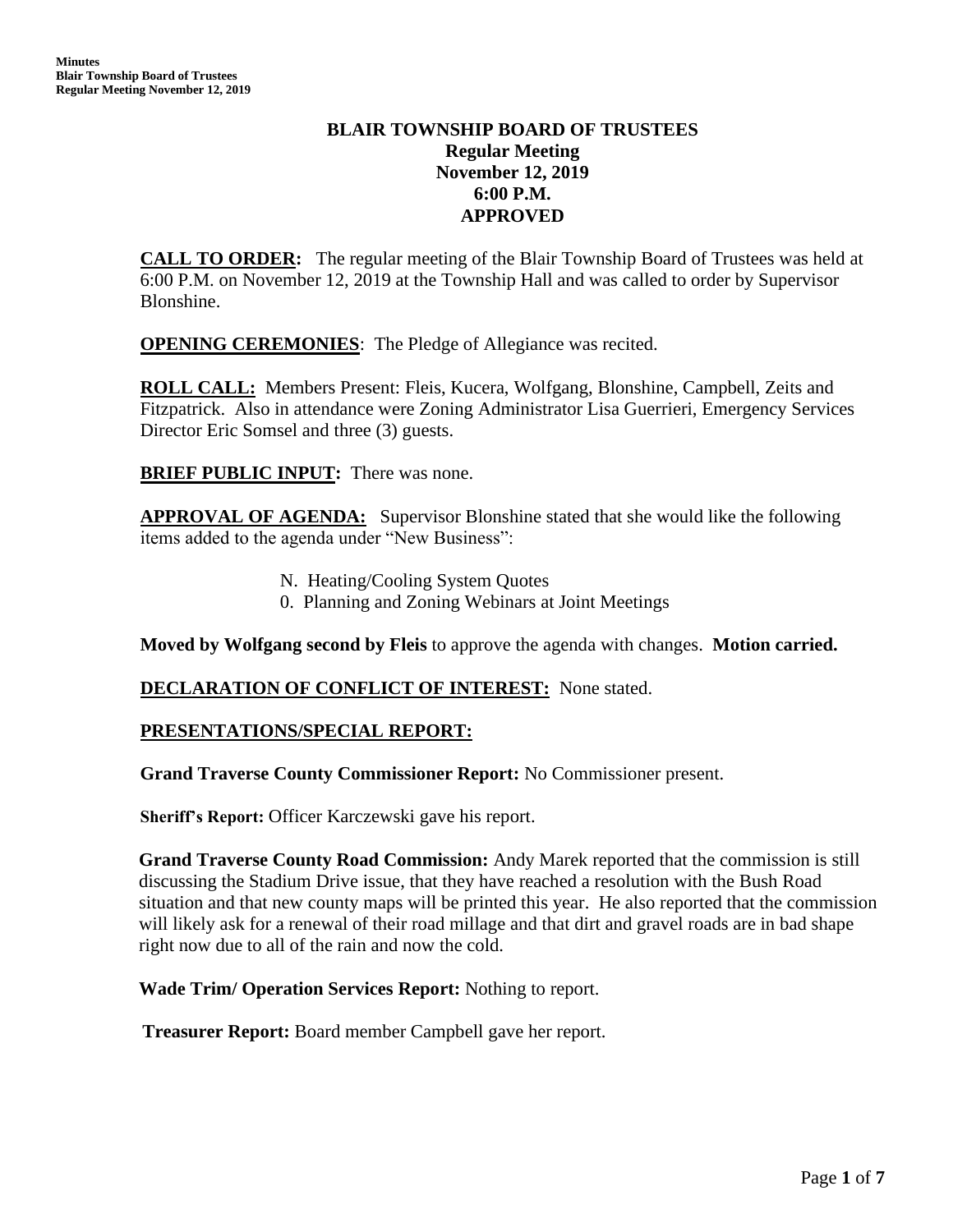# BLAIR TOWNSHIP BOARD OF TRUSTEES
## Regular Meeting
## November 12, 2019
## 6:00 P.M.
## APPROVED

**CALL TO ORDER:** The regular meeting of the Blair Township Board of Trustees was held at 6:00 P.M. on November 12, 2019 at the Township Hall and was called to order by Supervisor Blonshine.

**OPENING CEREMONIES**: The Pledge of Allegiance was recited.

**ROLL CALL:** Members Present: Fleis, Kucera, Wolfgang, Blonshine, Campbell, Zeits and Fitzpatrick. Also in attendance were Zoning Administrator Lisa Guerrieri, Emergency Services Director Eric Somsel and three (3) guests.

**BRIEF PUBLIC INPUT:** There was none.

**APPROVAL OF AGENDA:** Supervisor Blonshine stated that she would like the following items added to the agenda under "New Business":

N. Heating/Cooling System Quotes
0. Planning and Zoning Webinars at Joint Meetings

**Moved by Wolfgang second by Fleis** to approve the agenda with changes. **Motion carried.**

**DECLARATION OF CONFLICT OF INTEREST:** None stated.

**PRESENTATIONS/SPECIAL REPORT:**

**Grand Traverse County Commissioner Report:** No Commissioner present.

**Sheriff's Report:** Officer Karczewski gave his report.

**Grand Traverse County Road Commission:** Andy Marek reported that the commission is still discussing the Stadium Drive issue, that they have reached a resolution with the Bush Road situation and that new county maps will be printed this year. He also reported that the commission will likely ask for a renewal of their road millage and that dirt and gravel roads are in bad shape right now due to all of the rain and now the cold.

**Wade Trim/ Operation Services Report:** Nothing to report.

**Treasurer Report:** Board member Campbell gave her report.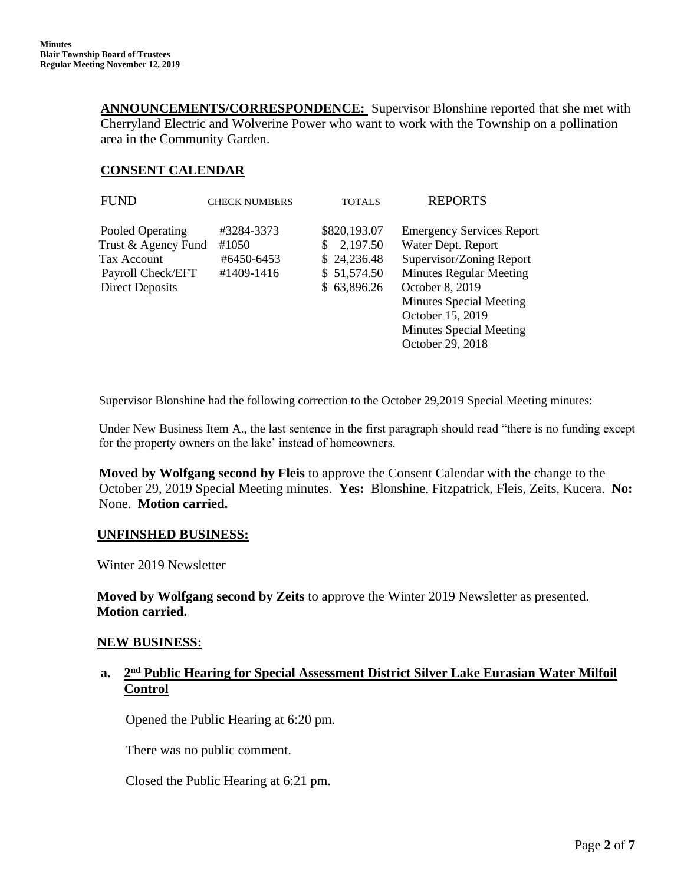**ANNOUNCEMENTS/CORRESPONDENCE:** Supervisor Blonshine reported that she met with Cherryland Electric and Wolverine Power who want to work with the Township on a pollination area in the Community Garden.

## CONSENT CALENDAR

| FUND | CHECK NUMBERS | TOTALS | REPORTS |
|---|---|---|---|
| Pooled Operating | #3284-3373 | $820,193.07 | Emergency Services Report |
| Trust & Agency Fund | #1050 | $ 2,197.50 | Water Dept. Report |
| Tax Account | #6450-6453 | $ 24,236.48 | Supervisor/Zoning Report |
| Payroll Check/EFT | #1409-1416 | $ 51,574.50 | Minutes Regular Meeting |
| Direct Deposits | | $ 63,896.26 | October 8, 2019 |
| | | | Minutes Special Meeting |
| | | | October 15, 2019 |
| | | | Minutes Special Meeting |
| | | | October 29, 2018 |

Supervisor Blonshine had the following correction to the October 29,2019 Special Meeting minutes:

Under New Business Item A., the last sentence in the first paragraph should read "there is no funding except for the property owners on the lake' instead of homeowners.

**Moved by Wolfgang second by Fleis** to approve the Consent Calendar with the change to the October 29, 2019 Special Meeting minutes. **Yes:** Blonshine, Fitzpatrick, Fleis, Zeits, Kucera. **No:** None. **Motion carried.**

## UNFINSHED BUSINESS:

Winter 2019 Newsletter

**Moved by Wolfgang second by Zeits** to approve the Winter 2019 Newsletter as presented. **Motion carried.**

## NEW BUSINESS:

### a. 2nd Public Hearing for Special Assessment District Silver Lake Eurasian Water Milfoil Control

Opened the Public Hearing at 6:20 pm.

There was no public comment.

Closed the Public Hearing at 6:21 pm.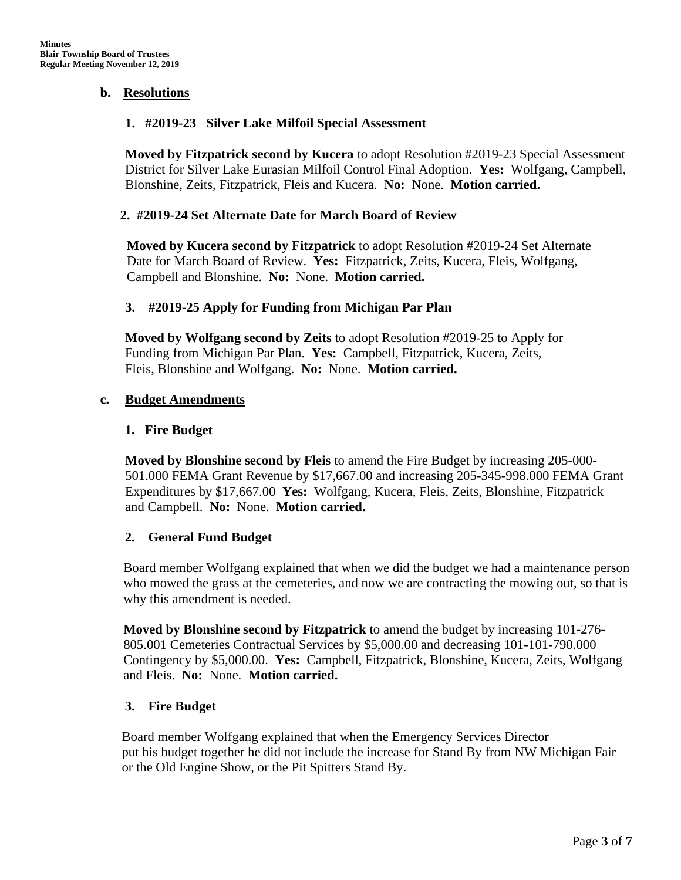**b. Resolutions**

**1. #2019-23 Silver Lake Milfoil Special Assessment**

**Moved by Fitzpatrick second by Kucera** to adopt Resolution #2019-23 Special Assessment District for Silver Lake Eurasian Milfoil Control Final Adoption. **Yes:** Wolfgang, Campbell, Blonshine, Zeits, Fitzpatrick, Fleis and Kucera. **No:** None. **Motion carried.**

**2. #2019-24 Set Alternate Date for March Board of Review**

**Moved by Kucera second by Fitzpatrick** to adopt Resolution #2019-24 Set Alternate Date for March Board of Review. **Yes:** Fitzpatrick, Zeits, Kucera, Fleis, Wolfgang, Campbell and Blonshine. **No:** None. **Motion carried.**

**3. #2019-25 Apply for Funding from Michigan Par Plan**

**Moved by Wolfgang second by Zeits** to adopt Resolution #2019-25 to Apply for Funding from Michigan Par Plan. **Yes:** Campbell, Fitzpatrick, Kucera, Zeits, Fleis, Blonshine and Wolfgang. **No:** None. **Motion carried.**

**c. Budget Amendments**

**1. Fire Budget**

**Moved by Blonshine second by Fleis** to amend the Fire Budget by increasing 205-000-501.000 FEMA Grant Revenue by $17,667.00 and increasing 205-345-998.000 FEMA Grant Expenditures by $17,667.00 **Yes:** Wolfgang, Kucera, Fleis, Zeits, Blonshine, Fitzpatrick and Campbell. **No:** None. **Motion carried.**

**2. General Fund Budget**

Board member Wolfgang explained that when we did the budget we had a maintenance person who mowed the grass at the cemeteries, and now we are contracting the mowing out, so that is why this amendment is needed.

**Moved by Blonshine second by Fitzpatrick** to amend the budget by increasing 101-276-805.001 Cemeteries Contractual Services by $5,000.00 and decreasing 101-101-790.000 Contingency by $5,000.00. **Yes:** Campbell, Fitzpatrick, Blonshine, Kucera, Zeits, Wolfgang and Fleis. **No:** None. **Motion carried.**

**3. Fire Budget**

Board member Wolfgang explained that when the Emergency Services Director put his budget together he did not include the increase for Stand By from NW Michigan Fair or the Old Engine Show, or the Pit Spitters Stand By.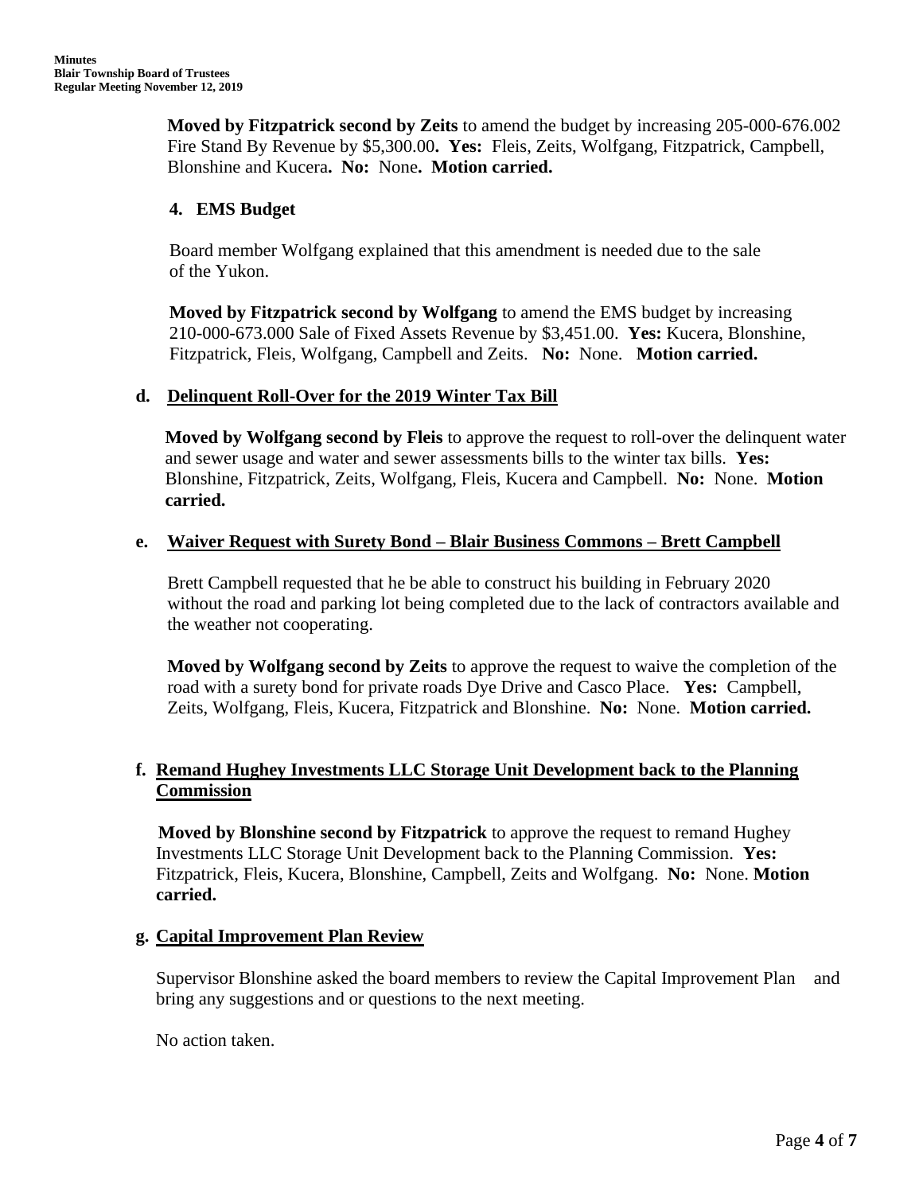**Moved by Fitzpatrick second by Zeits** to amend the budget by increasing 205-000-676.002 Fire Stand By Revenue by $5,300.00**. Yes:** Fleis, Zeits, Wolfgang, Fitzpatrick, Campbell, Blonshine and Kucera**. No:** None**. Motion carried.**

**4. EMS Budget**

Board member Wolfgang explained that this amendment is needed due to the sale of the Yukon.

**Moved by Fitzpatrick second by Wolfgang** to amend the EMS budget by increasing 210-000-673.000 Sale of Fixed Assets Revenue by $3,451.00. **Yes:** Kucera, Blonshine, Fitzpatrick, Fleis, Wolfgang, Campbell and Zeits. **No:** None. **Motion carried.**

**d. Delinquent Roll-Over for the 2019 Winter Tax Bill**

**Moved by Wolfgang second by Fleis** to approve the request to roll-over the delinquent water and sewer usage and water and sewer assessments bills to the winter tax bills. **Yes:** Blonshine, Fitzpatrick, Zeits, Wolfgang, Fleis, Kucera and Campbell. **No:** None. **Motion carried.**

**e. Waiver Request with Surety Bond – Blair Business Commons – Brett Campbell**

Brett Campbell requested that he be able to construct his building in February 2020 without the road and parking lot being completed due to the lack of contractors available and the weather not cooperating.

**Moved by Wolfgang second by Zeits** to approve the request to waive the completion of the road with a surety bond for private roads Dye Drive and Casco Place. **Yes:** Campbell, Zeits, Wolfgang, Fleis, Kucera, Fitzpatrick and Blonshine. **No:** None. **Motion carried.**

**f. Remand Hughey Investments LLC Storage Unit Development back to the Planning Commission**

**Moved by Blonshine second by Fitzpatrick** to approve the request to remand Hughey Investments LLC Storage Unit Development back to the Planning Commission. **Yes:** Fitzpatrick, Fleis, Kucera, Blonshine, Campbell, Zeits and Wolfgang. **No:** None. **Motion carried.**

**g. Capital Improvement Plan Review**

Supervisor Blonshine asked the board members to review the Capital Improvement Plan and bring any suggestions and or questions to the next meeting.

No action taken.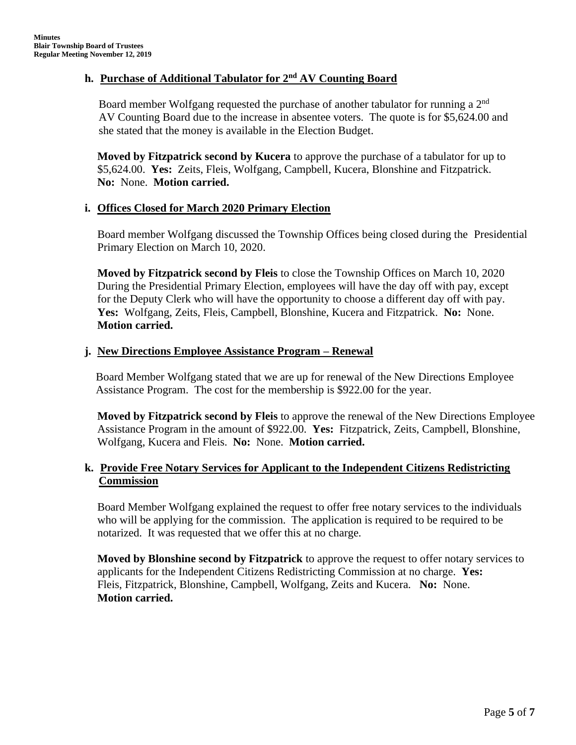#### h. Purchase of Additional Tabulator for 2nd AV Counting Board

Board member Wolfgang requested the purchase of another tabulator for running a 2nd AV Counting Board due to the increase in absentee voters. The quote is for $5,624.00 and she stated that the money is available in the Election Budget.

**Moved by Fitzpatrick second by Kucera** to approve the purchase of a tabulator for up to $5,624.00. **Yes:** Zeits, Fleis, Wolfgang, Campbell, Kucera, Blonshine and Fitzpatrick. **No:** None. **Motion carried.**

#### i. Offices Closed for March 2020 Primary Election

Board member Wolfgang discussed the Township Offices being closed during the Presidential Primary Election on March 10, 2020.

**Moved by Fitzpatrick second by Fleis** to close the Township Offices on March 10, 2020 During the Presidential Primary Election, employees will have the day off with pay, except for the Deputy Clerk who will have the opportunity to choose a different day off with pay. **Yes:** Wolfgang, Zeits, Fleis, Campbell, Blonshine, Kucera and Fitzpatrick. **No:** None. **Motion carried.**

#### j. New Directions Employee Assistance Program – Renewal

Board Member Wolfgang stated that we are up for renewal of the New Directions Employee Assistance Program. The cost for the membership is $922.00 for the year.

**Moved by Fitzpatrick second by Fleis** to approve the renewal of the New Directions Employee Assistance Program in the amount of $922.00. **Yes:** Fitzpatrick, Zeits, Campbell, Blonshine, Wolfgang, Kucera and Fleis. **No:** None. **Motion carried.**

#### k. Provide Free Notary Services for Applicant to the Independent Citizens Redistricting Commission

Board Member Wolfgang explained the request to offer free notary services to the individuals who will be applying for the commission. The application is required to be required to be notarized. It was requested that we offer this at no charge.

**Moved by Blonshine second by Fitzpatrick** to approve the request to offer notary services to applicants for the Independent Citizens Redistricting Commission at no charge. **Yes:** Fleis, Fitzpatrick, Blonshine, Campbell, Wolfgang, Zeits and Kucera. **No:** None. **Motion carried.**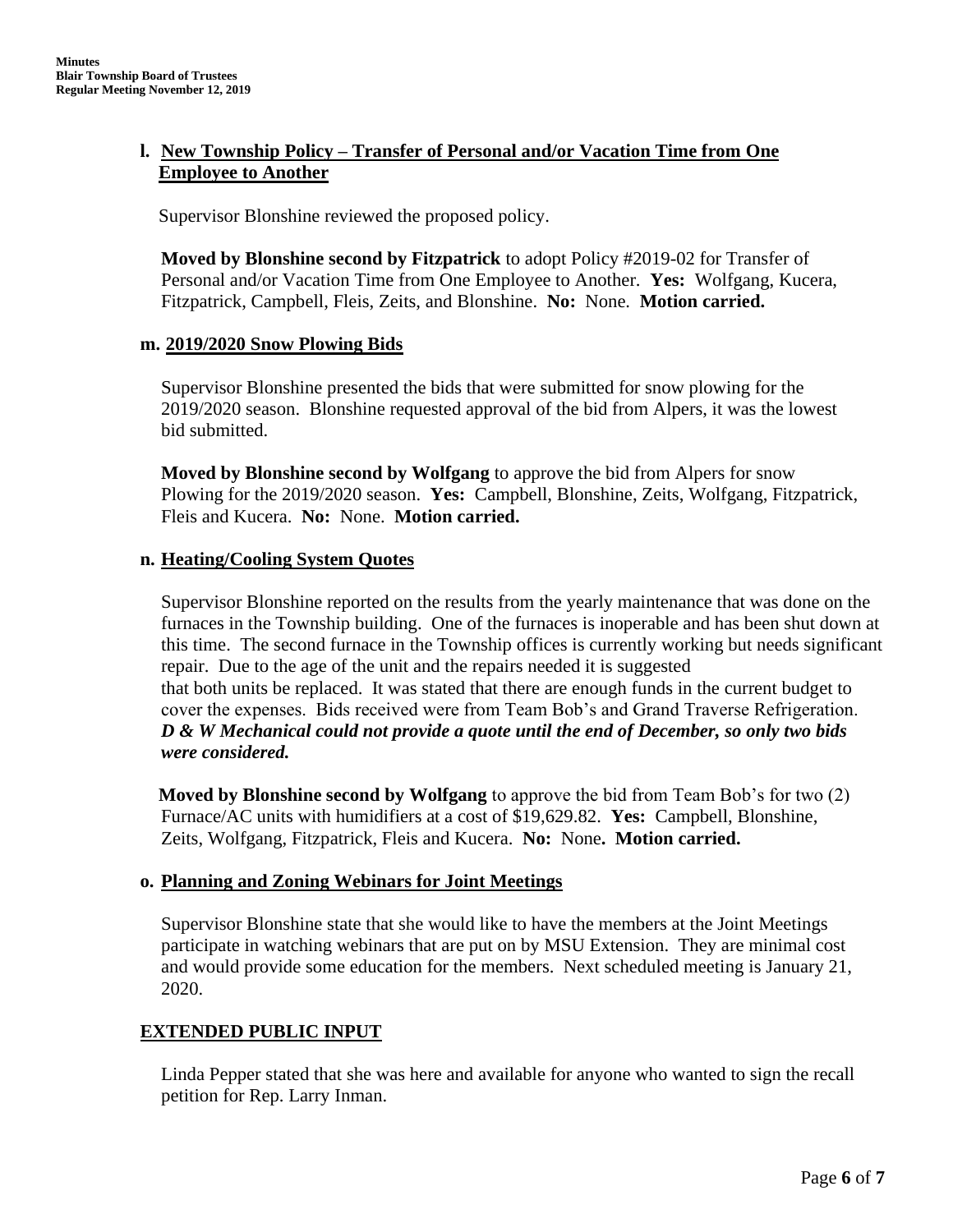**l. New Township Policy – Transfer of Personal and/or Vacation Time from One Employee to Another**

Supervisor Blonshine reviewed the proposed policy.

**Moved by Blonshine second by Fitzpatrick** to adopt Policy #2019-02 for Transfer of Personal and/or Vacation Time from One Employee to Another. **Yes:** Wolfgang, Kucera, Fitzpatrick, Campbell, Fleis, Zeits, and Blonshine. **No:** None. **Motion carried.**

**m. 2019/2020 Snow Plowing Bids**

Supervisor Blonshine presented the bids that were submitted for snow plowing for the 2019/2020 season. Blonshine requested approval of the bid from Alpers, it was the lowest bid submitted.

**Moved by Blonshine second by Wolfgang** to approve the bid from Alpers for snow Plowing for the 2019/2020 season. **Yes:** Campbell, Blonshine, Zeits, Wolfgang, Fitzpatrick, Fleis and Kucera. **No:** None. **Motion carried.**

**n. Heating/Cooling System Quotes**

Supervisor Blonshine reported on the results from the yearly maintenance that was done on the furnaces in the Township building. One of the furnaces is inoperable and has been shut down at this time. The second furnace in the Township offices is currently working but needs significant repair. Due to the age of the unit and the repairs needed it is suggested that both units be replaced. It was stated that there are enough funds in the current budget to cover the expenses. Bids received were from Team Bob's and Grand Traverse Refrigeration. ***D & W Mechanical could not provide a quote until the end of December, so only two bids were considered.***

**Moved by Blonshine second by Wolfgang** to approve the bid from Team Bob's for two (2) Furnace/AC units with humidifiers at a cost of $19,629.82. **Yes:** Campbell, Blonshine, Zeits, Wolfgang, Fitzpatrick, Fleis and Kucera. **No:** None**. Motion carried.**

**o. Planning and Zoning Webinars for Joint Meetings**

Supervisor Blonshine state that she would like to have the members at the Joint Meetings participate in watching webinars that are put on by MSU Extension. They are minimal cost and would provide some education for the members. Next scheduled meeting is January 21, 2020.

**EXTENDED PUBLIC INPUT**

Linda Pepper stated that she was here and available for anyone who wanted to sign the recall petition for Rep. Larry Inman.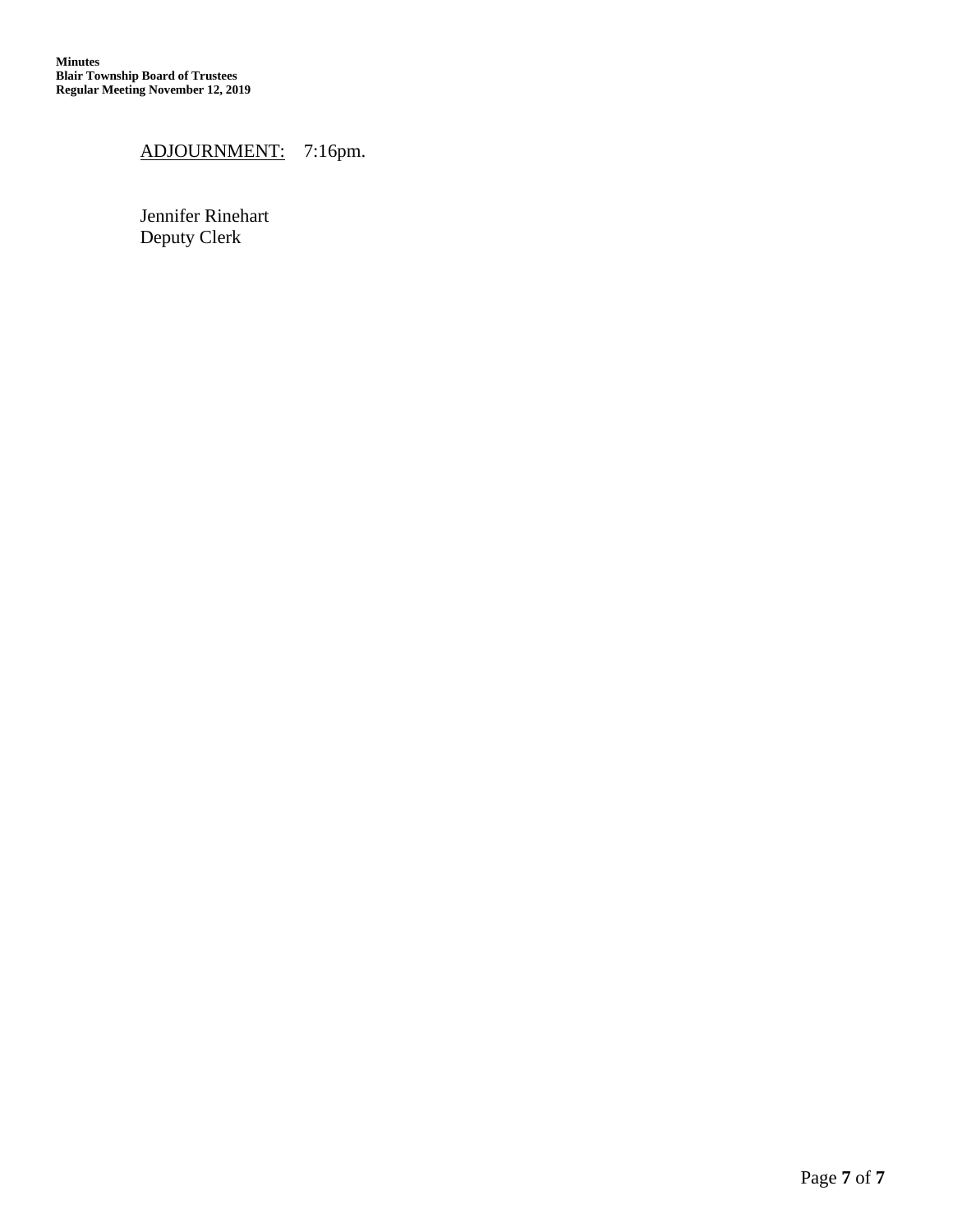ADJOURNMENT: 7:16pm.

Jennifer Rinehart
Deputy Clerk